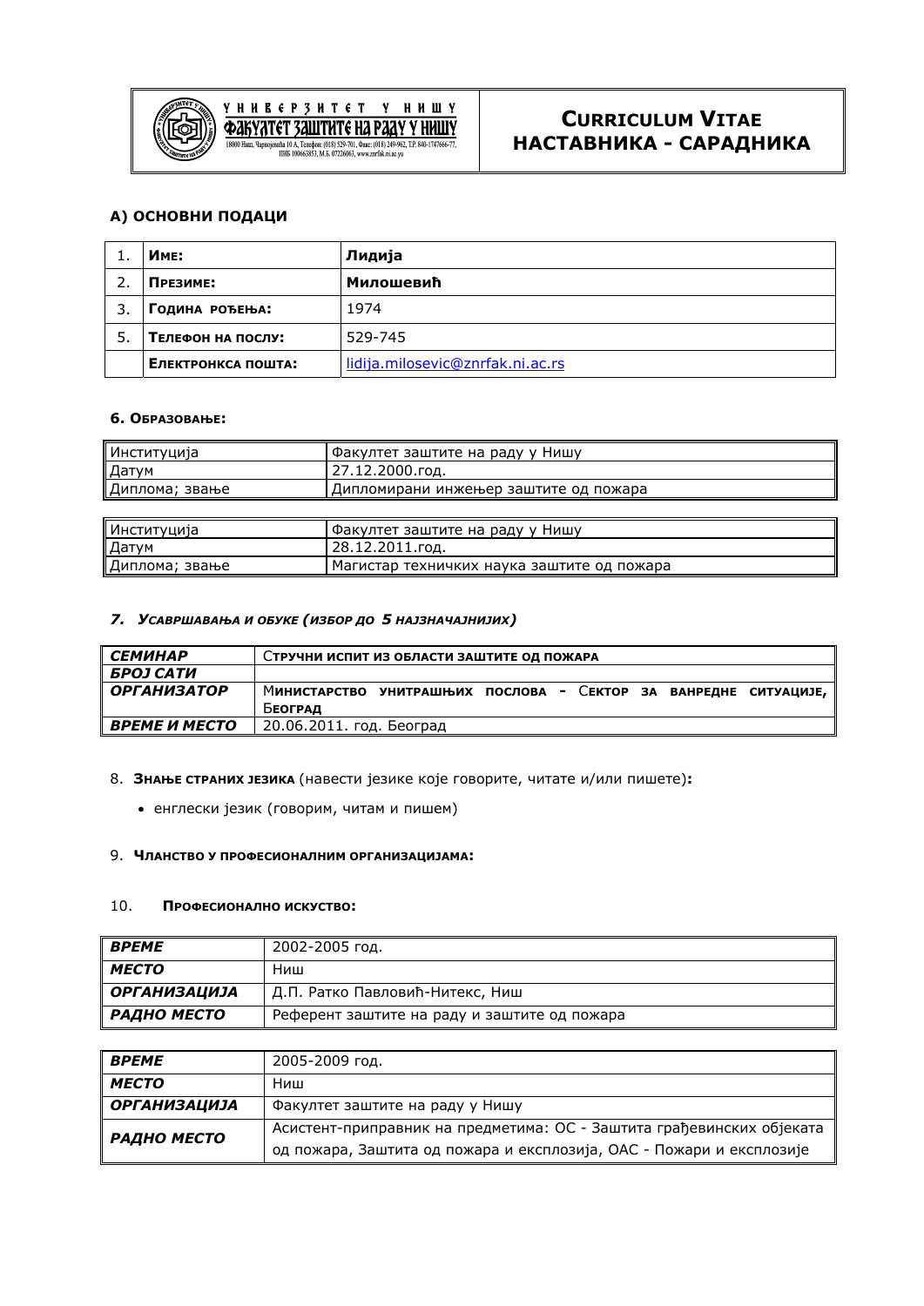| УНИВЕРЗИТЕТ У НИШУ ФАКУЛТЕТ ЗАШТИТЕ НА РАДУ У НИШУ 18000 Ниш, Чарнојевића 10 А, Телефон: (018) 529-701, Факс: (018) 249-962, Т.Р. 840-1747666-77, ПИБ 100663853, М.Б. 07226063, www.znrfak.ni.ac.yu | **CURRICULUM VITAE НАСТАВНИКА - САРАДНИКА** |
|---|---|

## А) ОСНОВНИ ПОДАЦИ

| | | |
|---|---|---|
| 1. | **ИМЕ:** | **Лидија** |
| 2. | **ПРЕЗИМЕ:** | **Милошевић** |
| 3. | **ГОДИНА РОЂЕЊА:** | 1974 |
| 5. | **ТЕЛЕФОН НА ПОСЛУ:** | 529-745 |
| | **ЕЛЕКТРОНКСА ПОШТА:** | lidija.milosevic@znrfak.ni.ac.rs |

#### 6. ОБРАЗОВАЊЕ:

| | |
|---|---|
| Институција | Факултет заштите на раду у Нишу |
| Датум | 27.12.2000.год. |
| Диплома; звање | Дипломирани инжењер заштите од пожара |

| | |
|---|---|
| Институција | Факултет заштите на раду у Нишу |
| Датум | 28.12.2011.год. |
| Диплома; звање | Магистар техничких наука заштите од пожара |

#### *7. УСАВРШАВАЊА И ОБУКЕ (ИЗБОР ДО 5 НАЈЗНАЧАЈНИЈИХ)*

| | |
|---|---|
| ***СЕМИНАР*** | **СТРУЧНИ ИСПИТ ИЗ ОБЛАСТИ ЗАШТИТЕ ОД ПОЖАРА** |
| ***БРОЈ САТИ*** | |
| ***ОРГАНИЗАТОР*** | **МИНИСТАРСТВО УНИТРАШЊИХ ПОСЛОВА - СЕКТОР ЗА ВАНРЕДНЕ СИТУАЦИЈЕ, БЕОГРАД** |
| ***ВРЕМЕ И МЕСТО*** | 20.06.2011. год. Београд |

8. **ЗНАЊЕ СТРАНИХ ЈЕЗИКА** (навести језике које говорите, читате и/или пишете)**:**

- енглески језик (говорим, читам и пишем)

9. **ЧЛАНСТВО У ПРОФЕСИОНАЛНИМ ОРГАНИЗАЦИЈАМА:**

10. **ПРОФЕСИОНАЛНО ИСКУСТВО:**

| | |
|---|---|
| ***ВРЕМЕ*** | 2002-2005 год. |
| ***МЕСТО*** | Ниш |
| ***ОРГАНИЗАЦИЈА*** | Д.П. Ратко Павловић-Нитекс, Ниш |
| ***РАДНО МЕСТО*** | Референт заштите на раду и заштите од пожара |

| | |
|---|---|
| ***ВРЕМЕ*** | 2005-2009 год. |
| ***МЕСТО*** | Ниш |
| ***ОРГАНИЗАЦИЈА*** | Факултет заштите на раду у Нишу |
| ***РАДНО МЕСТО*** | Асистент-приправник на предметима: ОС - Заштита грађевинских објеката од пожара, Заштита од пожара и експлозија, ОАС - Пожари и експлозије |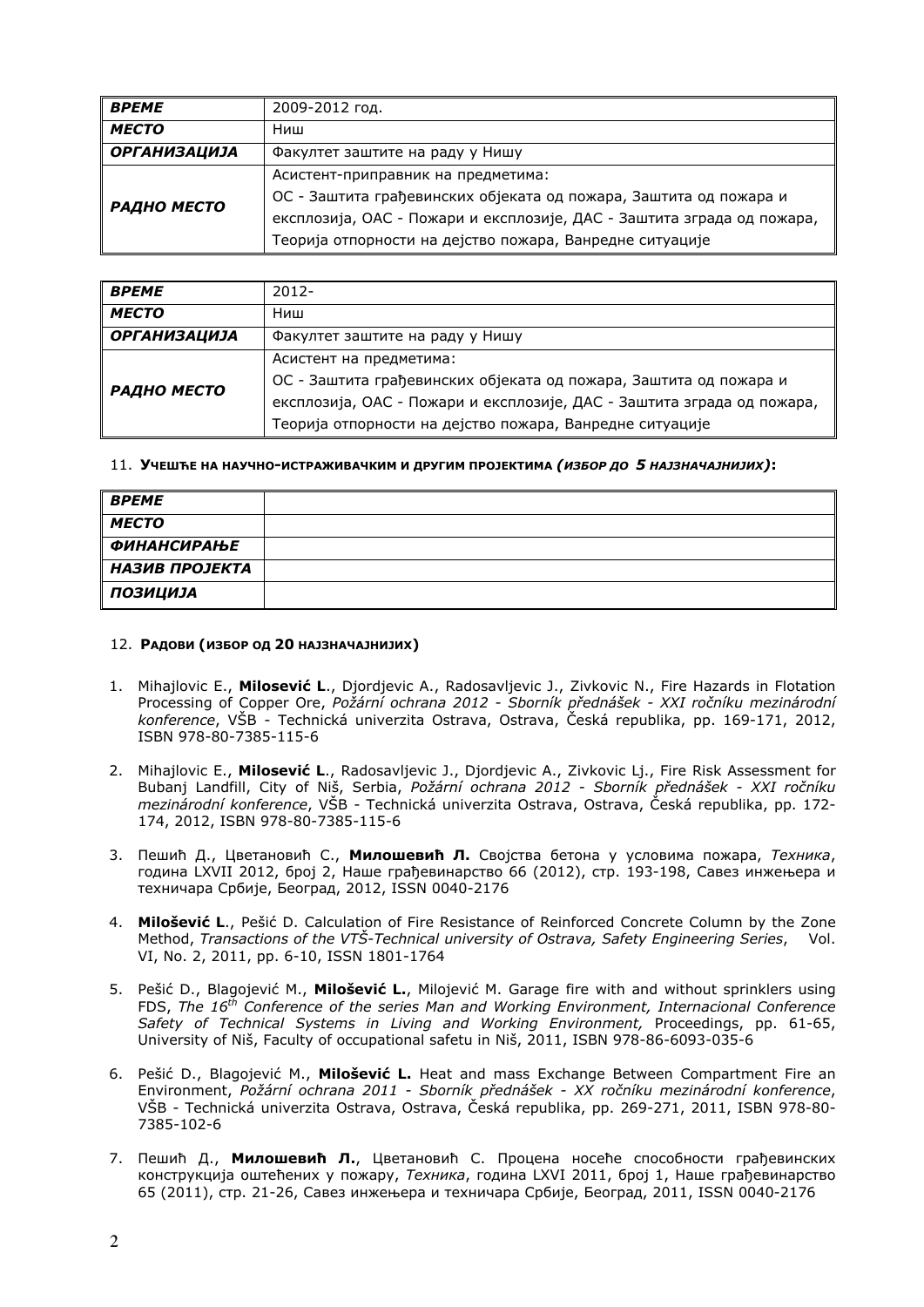| **ВРЕМЕ** | 2009-2012 год. |
|---|---|
| **МЕСТО** | Ниш |
| **ОРГАНИЗАЦИЈА** | Факултет заштите на раду у Нишу |
| **РАДНО МЕСТО** | Асистент-приправник на предметима: ОС - Заштита грађевинских објеката од пожара, Заштита од пожара и експлозија, ОАС - Пожари и експлозије, ДАС - Заштита зграда од пожара, Теорија отпорности на дејство пожара, Ванредне ситуације |

| **ВРЕМЕ** | 2012- |
|---|---|
| **МЕСТО** | Ниш |
| **ОРГАНИЗАЦИЈА** | Факултет заштите на раду у Нишу |
| **РАДНО МЕСТО** | Асистент на предметима: ОС - Заштита грађевинских објеката од пожара, Заштита од пожара и експлозија, ОАС - Пожари и експлозије, ДАС - Заштита зграда од пожара, Теорија отпорности на дејство пожара, Ванредне ситуације |

11. **Учешће на научно-истраживачким и другим пројектима *(избор до 5 најзначајнијих)*:**

| **ВРЕМЕ** | |
|---|---|
| **МЕСТО** | |
| **ФИНАНСИРАЊЕ** | |
| **НАЗИВ ПРОЈЕКТА** | |
| **ПОЗИЦИЈА** | |

12. **Радови (избор од 20 најзначајнијих)**

1. Mihajlovic E., **Milosević L**., Djordjevic A., Radosavljevic J., Zivkovic N., Fire Hazards in Flotation Processing of Copper Ore, *Požární ochrana 2012 - Sborník přednášek - XXI ročníku mezinárodní konference*, VŠB - Technická univerzita Ostrava, Ostrava, Česká republika, pp. 169-171, 2012, ISBN 978-80-7385-115-6

2. Mihajlovic E., **Milosević L**., Radosavljevic J., Djordjevic A., Zivkovic Lj., Fire Risk Assessment for Bubanj Landfill, City of Niš, Serbia, *Požární ochrana 2012 - Sborník přednášek - XXI ročníku mezinárodní konference*, VŠB - Technická univerzita Ostrava, Ostrava, Česká republika, pp. 172-174, 2012, ISBN 978-80-7385-115-6

3. Пешић Д., Цветановић С., **Милошевић Л.** Својства бетона у условима пожара, *Техника*, година LXVII 2012, број 2, Наше грађевинарство 66 (2012), стр. 193-198, Савез инжењера и техничара Србије, Београд, 2012, ISSN 0040-2176

4. **Milošević L**., Pešić D. Calculation of Fire Resistance of Reinforced Concrete Column by the Zone Method, *Transactions of the VTŠ-Technical university of Ostrava, Safety Engineering Series*, Vol. VI, No. 2, 2011, pp. 6-10, ISSN 1801-1764

5. Pešić D., Blagojević M., **Milošević L.**, Milojević M. Garage fire with and without sprinklers using FDS, *The 16th Conference of the series Man and Working Environment, Internacional Conference Safety of Technical Systems in Living and Working Environment,* Proceedings, pp. 61-65, University of Niš, Faculty of occupational safetu in Niš, 2011, ISBN 978-86-6093-035-6

6. Pešić D., Blagojević M., **Milošević L.** Heat and mass Exchange Between Compartment Fire an Environment, *Požární ochrana 2011 - Sborník přednášek - XX ročníku mezinárodní konference*, VŠB - Technická univerzita Ostrava, Ostrava, Česká republika, pp. 269-271, 2011, ISBN 978-80-7385-102-6

7. Пешић Д., **Милошевић Л.**, Цветановић С. Процена носеће способности грађевинских конструкција оштећених у пожару, *Техника*, година LXVI 2011, број 1, Наше грађевинарство 65 (2011), стр. 21-26, Савез инжењера и техничара Србије, Београд, 2011, ISSN 0040-2176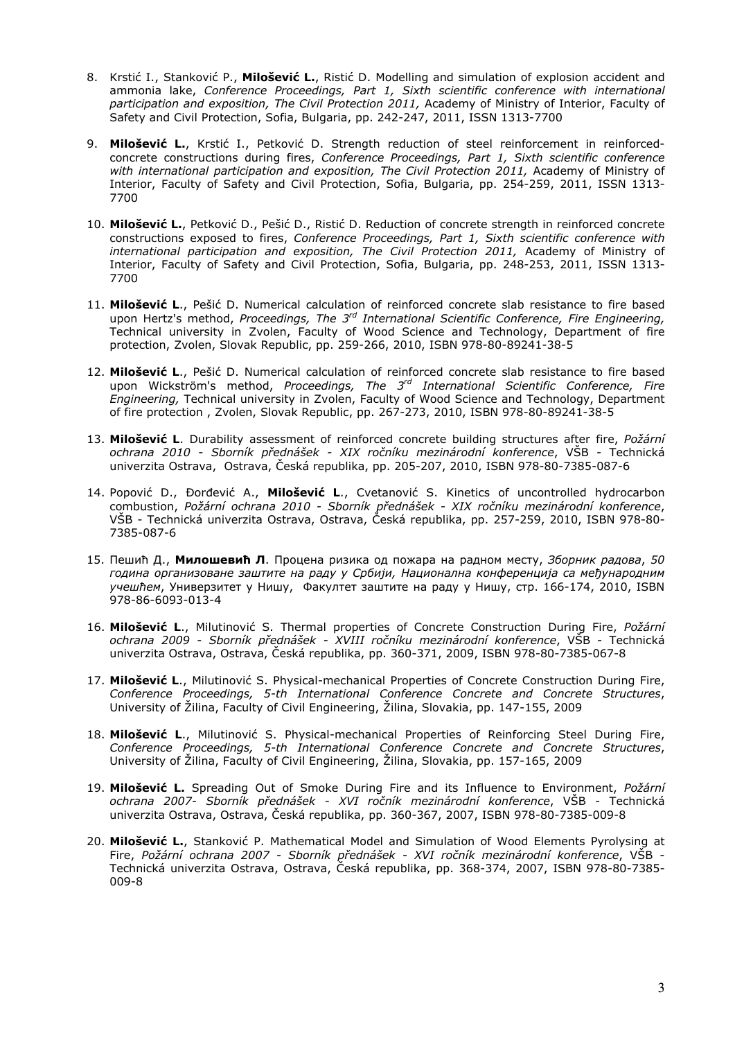8. Krstić I., Stanković P., **Milošević L.**, Ristić D. Modelling and simulation of explosion accident and ammonia lake, *Conference Proceedings, Part 1, Sixth scientific conference with international participation and exposition, The Civil Protection 2011,* Academy of Ministry of Interior, Faculty of Safety and Civil Protection, Sofia, Bulgaria, pp. 242-247, 2011, ISSN 1313-7700

9. **Milošević L.**, Krstić I., Petković D. Strength reduction of steel reinforcement in reinforced-concrete constructions during fires, *Conference Proceedings, Part 1, Sixth scientific conference with international participation and exposition, The Civil Protection 2011,* Academy of Ministry of Interior, Faculty of Safety and Civil Protection, Sofia, Bulgaria, pp. 254-259, 2011, ISSN 1313-7700

10. **Milošević L.**, Petković D., Pešić D., Ristić D. Reduction of concrete strength in reinforced concrete constructions exposed to fires, *Conference Proceedings, Part 1, Sixth scientific conference with international participation and exposition, The Civil Protection 2011,* Academy of Ministry of Interior, Faculty of Safety and Civil Protection, Sofia, Bulgaria, pp. 248-253, 2011, ISSN 1313-7700

11. **Milošević L**., Pešić D. Numerical calculation of reinforced concrete slab resistance to fire based upon Hertz's method, *Proceedings, The 3rd International Scientific Conference, Fire Engineering,* Technical university in Zvolen, Faculty of Wood Science and Technology, Department of fire protection, Zvolen, Slovak Republic, pp. 259-266, 2010, ISBN 978-80-89241-38-5

12. **Milošević L**., Pešić D. Numerical calculation of reinforced concrete slab resistance to fire based upon Wickström's method, *Proceedings, The 3rd International Scientific Conference, Fire Engineering,* Technical university in Zvolen, Faculty of Wood Science and Technology, Department of fire protection , Zvolen, Slovak Republic, pp. 267-273, 2010, ISBN 978-80-89241-38-5

13. **Milošević L**. Durability assessment of reinforced concrete building structures after fire, *Požární ochrana 2010 - Sborník přednášek - XIX ročníku mezinárodní konference*, VŠB - Technická univerzita Ostrava, Ostrava, Česká republika, pp. 205-207, 2010, ISBN 978-80-7385-087-6

14. Popović D., Đorđević A., **Milošević L**., Cvetanović S. Kinetics of uncontrolled hydrocarbon combustion, *Požární ochrana 2010 - Sborník přednášek - XIX ročníku mezinárodní konference*, VŠB - Technická univerzita Ostrava, Ostrava, Česká republika, pp. 257-259, 2010, ISBN 978-80-7385-087-6

15. Пешић Д., **Милошевић Л**. Процена ризика од пожара на радном месту, *Зборник радова*, *50 година организоване заштите на раду у Србији, Национална конференција са међународним учешћем*, Универзитет у Нишу, Факултет заштите на раду у Нишу, стр. 166-174, 2010, ISBN 978-86-6093-013-4

16. **Milošević L**., Milutinović S. Thermal properties of Concrete Construction During Fire, *Požární ochrana 2009 - Sborník přednášek - XVIII ročníku mezinárodní konference*, VŠB - Technická univerzita Ostrava, Ostrava, Česká republika, pp. 360-371, 2009, ISBN 978-80-7385-067-8

17. **Milošević L**., Milutinović S. Physical-mechanical Properties of Concrete Construction During Fire, *Conference Proceedings, 5-th International Conference Concrete and Concrete Structures*, University of Žilina, Faculty of Civil Engineering, Žilina, Slovakia, pp. 147-155, 2009

18. **Milošević L**., Milutinović S. Physical-mechanical Properties of Reinforcing Steel During Fire, *Conference Proceedings, 5-th International Conference Concrete and Concrete Structures*, University of Žilina, Faculty of Civil Engineering, Žilina, Slovakia, pp. 157-165, 2009

19. **Milošević L.** Spreading Out of Smoke During Fire and its Influence to Environment, *Požární ochrana 2007- Sborník přednášek - XVI ročník mezinárodní konference*, VŠB - Technická univerzita Ostrava, Ostrava, Česká republika, pp. 360-367, 2007, ISBN 978-80-7385-009-8

20. **Milošević L.**, Stanković P. Mathematical Model and Simulation of Wood Elements Pyrolysing at Fire, *Požární ochrana 2007 - Sborník přednášek - XVI ročník mezinárodní konference*, VŠB - Technická univerzita Ostrava, Ostrava, Česká republika, pp. 368-374, 2007, ISBN 978-80-7385-009-8